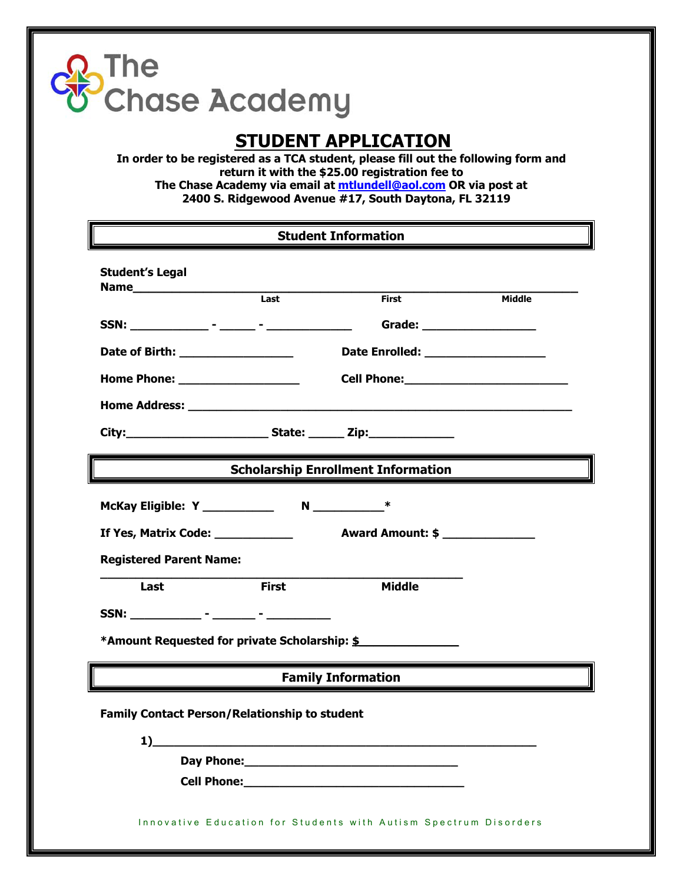# The Chase Academy

## STUDENT APPLICATION

**In order to be registered as a TCA student, please fill out the following form and return it with the $25.00 registration fee to The Chase Academy via email at mtlundell@aol.com OR via post at 2400 S. Ridgewood Avenue #17, South Daytona, FL 32119**

### Student Information

**Student's Legal Name**___________________________________________________________
Last | First | Middle

**SSN:** ____________ - ______ - _____________ **Grade:** _________________

**Date of Birth:** _________________ **Date Enrolled:** __________________

**Home Phone:** __________________ **Cell Phone:**________________________

**Home Address:** ___________________________________________________________

**City:**_____________________ **State:** _____ **Zip:**_____________

### Scholarship Enrollment Information

**McKay Eligible: Y** __________ **N** __________*

**If Yes, Matrix Code:** ____________ **Award Amount: $** _____________

**Registered Parent Name:**

________________________________________________________
**Last** | **First** | **Middle**

**SSN:** ___________ - _______ - __________

***Amount Requested for private Scholarship: $**______________

### Family Information

**Family Contact Person/Relationship to student**

**1)**__________________________________________________________

**Day Phone:**________________________________

**Cell Phone:**________________________________

Innovative Education for Students with Autism Spectrum Disorders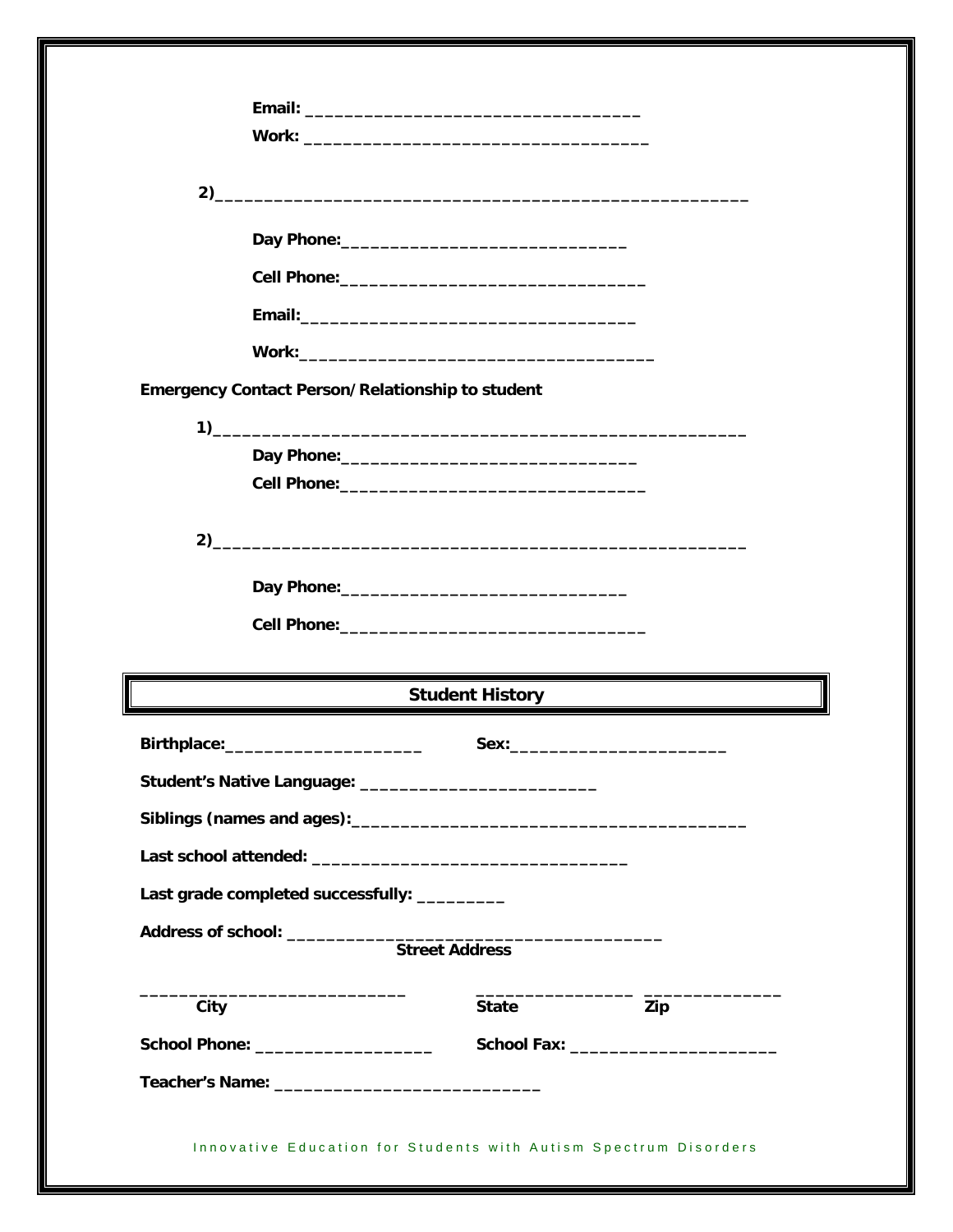**Email:** __________________________________

**Work:** ___________________________________

**2)**________________________________________________________

**Day Phone:**______________________________

**Cell Phone:**_______________________________

**Email:**__________________________________

**Work:**___________________________________

**Emergency Contact Person/Relationship to student**

**1)**________________________________________________________

**Day Phone:**_______________________________

**Cell Phone:**_______________________________

**2)**________________________________________________________

**Day Phone:**______________________________

**Cell Phone:**_______________________________

## Student History

**Birthplace:**_____________________ **Sex:**______________________

**Student's Native Language:** ________________________

**Siblings (names and ages):**_________________________________________

**Last school attended:** ________________________________

**Last grade completed successfully:** _________

**Address of school:** ______________________________________
**Street Address**

___________________________ ________________ ______________
**City** **State** **Zip**

**School Phone:** __________________ **School Fax:** _____________________

**Teacher's Name:** ___________________________

Innovative Education for Students with Autism Spectrum Disorders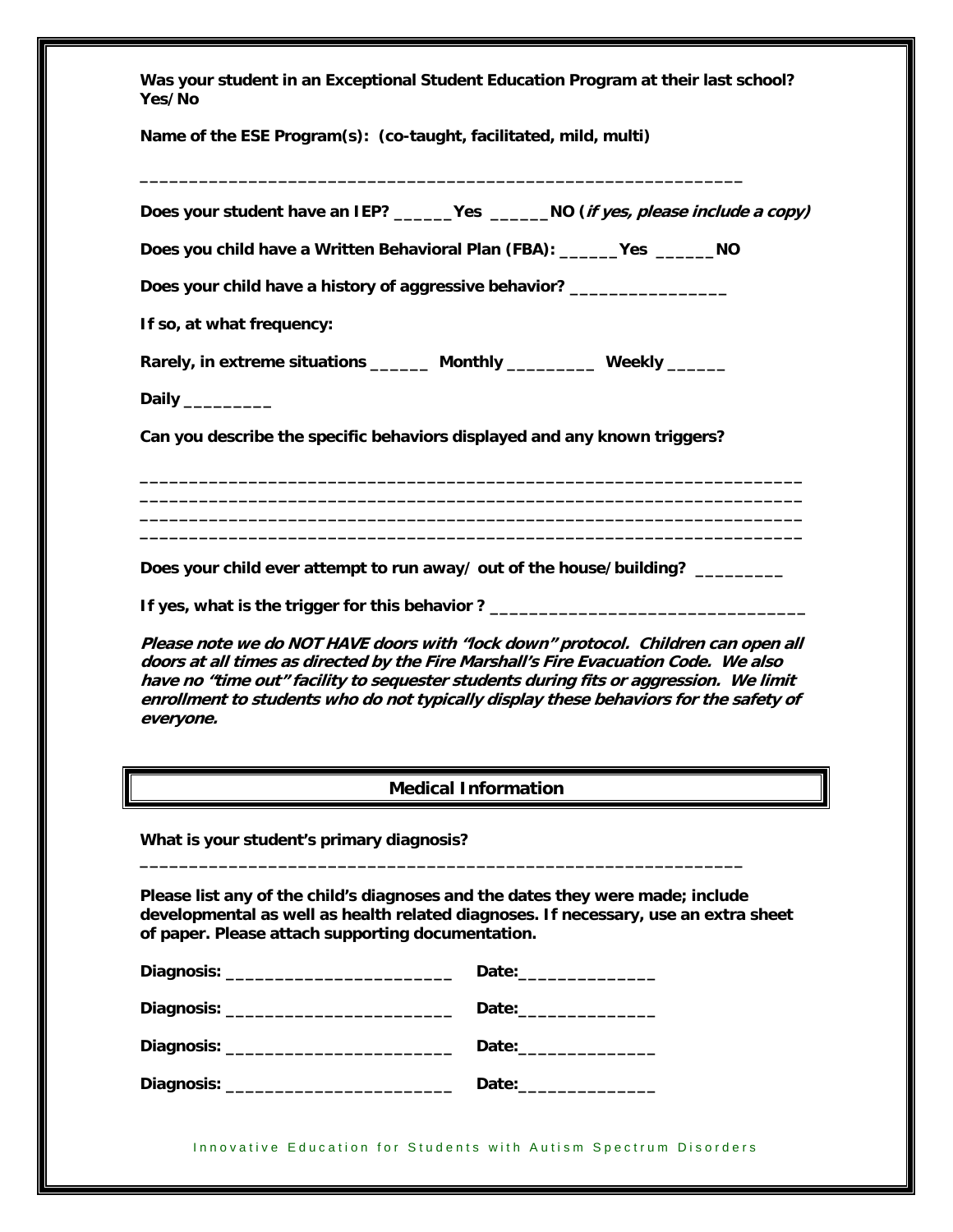**Was your student in an Exceptional Student Education Program at their last school? Yes/No**

**Name of the ESE Program(s): (co-taught, facilitated, mild, multi)**

**_____________________________________________________________**

**Does your student have an IEP? ______Yes ______NO (*if yes, please include a copy*)**

**Does you child have a Written Behavioral Plan (FBA): ______Yes ______NO**

**Does your child have a history of aggressive behavior? ________________**

**If so, at what frequency:**

**Rarely, in extreme situations ______ Monthly _________ Weekly ______**

**Daily _________**

**Can you describe the specific behaviors displayed and any known triggers?**

**_________________________________________________________________**
**_________________________________________________________________**
**_________________________________________________________________**
**_________________________________________________________________**

**Does your child ever attempt to run away/ out of the house/building? _________**

**If yes, what is the trigger for this behavior ? ________________________________**

***Please note we do NOT HAVE doors with "lock down" protocol. Children can open all doors at all times as directed by the Fire Marshall's Fire Evacuation Code. We also have no "time out" facility to sequester students during fits or aggression. We limit enrollment to students who do not typically display these behaviors for the safety of everyone.***

## Medical Information

**What is your student's primary diagnosis?**

**_____________________________________________________________**

**Please list any of the child's diagnoses and the dates they were made; include developmental as well as health related diagnoses. If necessary, use an extra sheet of paper. Please attach supporting documentation.**

**Diagnosis: _______________________ Date:______________**

**Diagnosis: _______________________ Date:______________**

**Diagnosis: _______________________ Date:______________**

**Diagnosis: _______________________ Date:______________**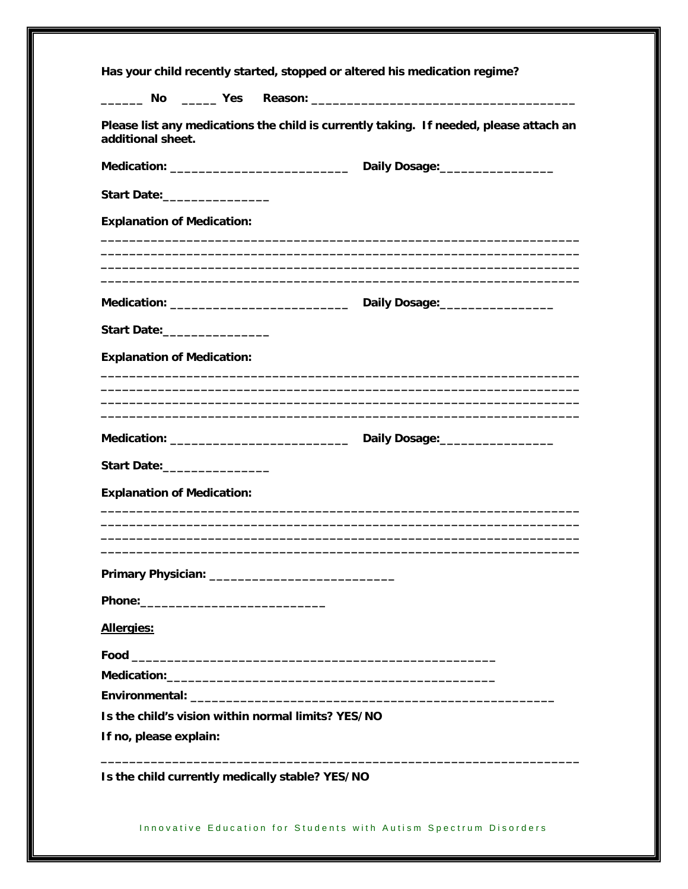**Has your child recently started, stopped or altered his medication regime?**

**______ No  _____ Yes  Reason: ___________________________________**

**Please list any medications the child is currently taking. If needed, please attach an additional sheet.**

**Medication: ________________________  Daily Dosage:_______________**

**Start Date:______________**

**Explanation of Medication:**

**_________________________________________________________________**
**_________________________________________________________________**
**_________________________________________________________________**
**_________________________________________________________________**

**Medication: ________________________  Daily Dosage:_______________**

**Start Date:______________**

**Explanation of Medication:**

**_________________________________________________________________**
**_________________________________________________________________**
**_________________________________________________________________**
**_________________________________________________________________**

**Medication: ________________________  Daily Dosage:_______________**

**Start Date:______________**

**Explanation of Medication:**

**_________________________________________________________________**
**_________________________________________________________________**
**_________________________________________________________________**
**_________________________________________________________________**

**Primary Physician: _________________________**

**Phone:_________________________**

**<u>Allergies:</u>**

**Food ________________________________________________**

**Medication:____________________________________________**

**Environmental: ________________________________________________**

**Is the child's vision within normal limits? YES/NO**

**If no, please explain:**

**_________________________________________________________________**

**Is the child currently medically stable? YES/NO**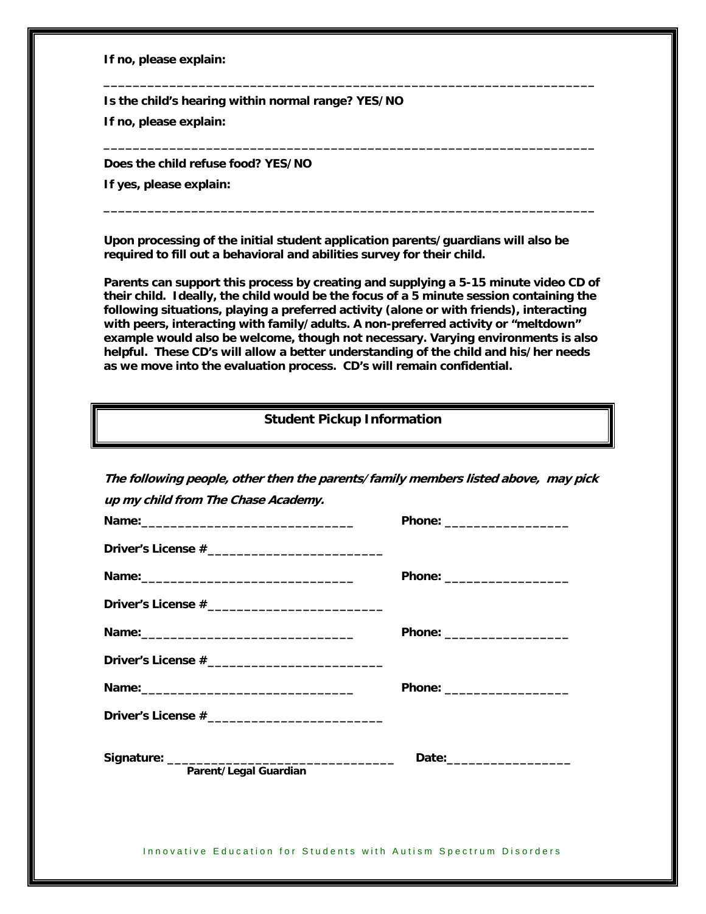**If no, please explain:**

___________________________________________________________________

**Is the child's hearing within normal range? YES/NO**

**If no, please explain:**

___________________________________________________________________

**Does the child refuse food? YES/NO**

**If yes, please explain:**

___________________________________________________________________

**Upon processing of the initial student application parents/guardians will also be required to fill out a behavioral and abilities survey for their child.**

**Parents can support this process by creating and supplying a 5-15 minute video CD of their child. Ideally, the child would be the focus of a 5 minute session containing the following situations, playing a preferred activity (alone or with friends), interacting with peers, interacting with family/adults. A non-preferred activity or "meltdown" example would also be welcome, though not necessary. Varying environments is also helpful. These CD's will allow a better understanding of the child and his/her needs as we move into the evaluation process. CD's will remain confidential.**

## Student Pickup Information

***The following people, other then the parents/family members listed above, may pick up my child from The Chase Academy.***

**Name:**______________________________ **Phone:** _________________

**Driver's License #**________________________

**Name:**______________________________ **Phone:** _________________

**Driver's License #**________________________

**Name:**______________________________ **Phone:** _________________

**Driver's License #**________________________

**Name:**______________________________ **Phone:** _________________

**Driver's License #**________________________

**Signature:** _______________________________ **Date:**_________________
**Parent/Legal Guardian**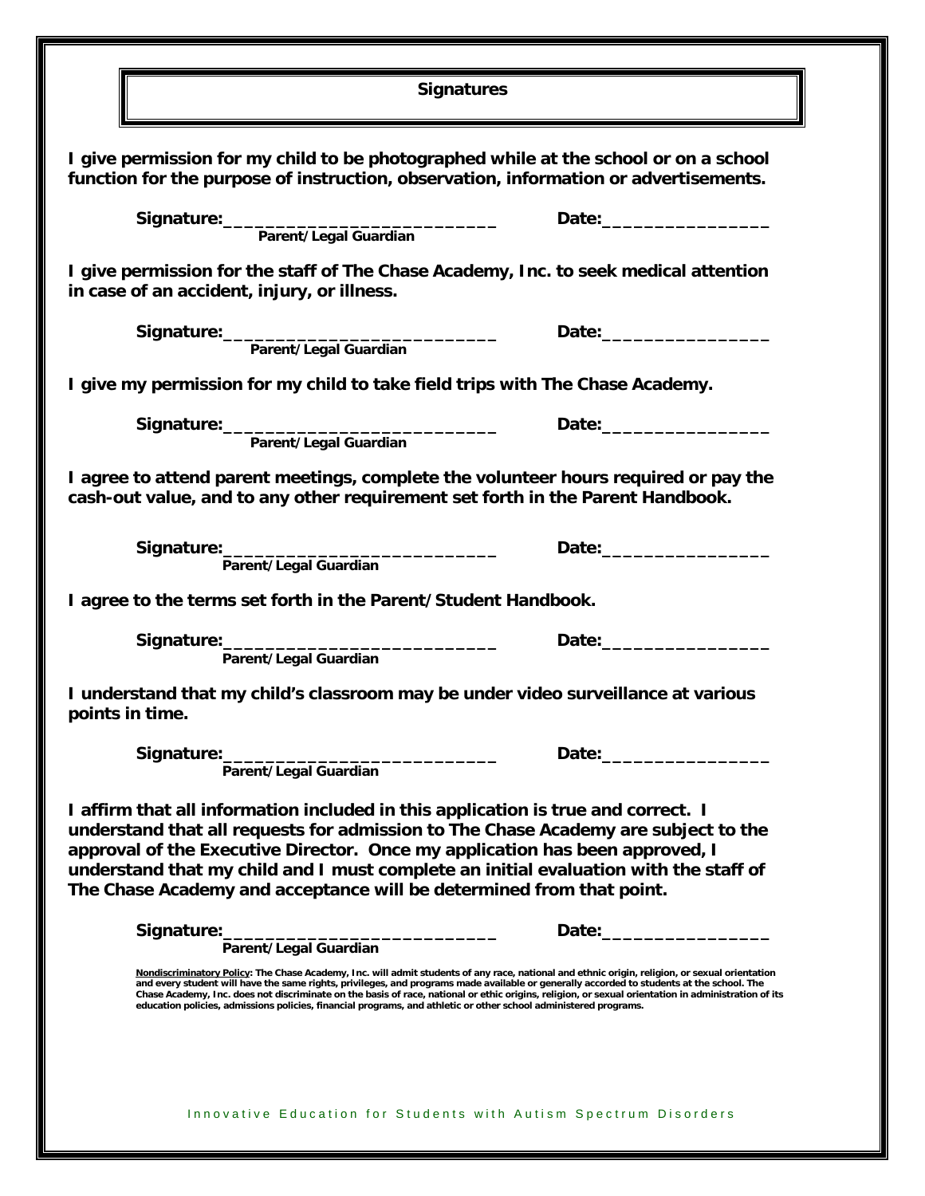## Signatures

**I give permission for my child to be photographed while at the school or on a school function for the purpose of instruction, observation, information or advertisements.**

**Signature:___________________________ Date:________________**
**Parent/Legal Guardian**

**I give permission for the staff of The Chase Academy, Inc. to seek medical attention in case of an accident, injury, or illness.**

**Signature:___________________________ Date:________________**
**Parent/Legal Guardian**

**I give my permission for my child to take field trips with The Chase Academy.**

**Signature:___________________________ Date:________________**
**Parent/Legal Guardian**

**I agree to attend parent meetings, complete the volunteer hours required or pay the cash-out value, and to any other requirement set forth in the Parent Handbook.**

**Signature:___________________________ Date:________________**
**Parent/Legal Guardian**

**I agree to the terms set forth in the Parent/Student Handbook.**

**Signature:___________________________ Date:________________**
**Parent/Legal Guardian**

**I understand that my child's classroom may be under video surveillance at various points in time.**

**Signature:___________________________ Date:________________**
**Parent/Legal Guardian**

**I affirm that all information included in this application is true and correct. I understand that all requests for admission to The Chase Academy are subject to the approval of the Executive Director. Once my application has been approved, I understand that my child and I must complete an initial evaluation with the staff of The Chase Academy and acceptance will be determined from that point.**

**Signature:___________________________ Date:________________**
**Parent/Legal Guardian**

**Nondiscriminatory Policy: The Chase Academy, Inc. will admit students of any race, national and ethnic origin, religion, or sexual orientation and every student will have the same rights, privileges, and programs made available or generally accorded to students at the school. The Chase Academy, Inc. does not discriminate on the basis of race, national or ethic origins, religion, or sexual orientation in administration of its education policies, admissions policies, financial programs, and athletic or other school administered programs.**

Innovative Education for Students with Autism Spectrum Disorders